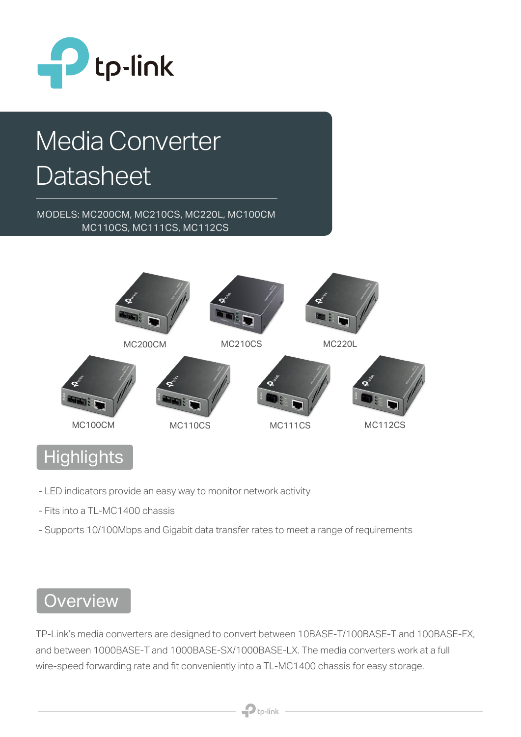# Media Converter Datasheet

MODELS: MC200CM, MC210CS, MC220L, MC100CM MC110CS, MC111CS, MC112CS

MC200CM MC210CS MC220L

MC100CM MC110CS MC111CS MC112CS

## Highlights

- LED indicators provide an easy way to monitor network activity
- Fits into a TL-MC1400 chassis
- Supports 10/100Mbps and Gigabit data transfer rates to meet a range of requirements

## Overview

TP-Link's media converters are designed to convert between 10BASE-T/100BASE-T and 100BASE-FX, and between 1000BASE-T and 1000BASE-SX/1000BASE-LX. The media converters work at a full wire-speed forwarding rate and fit conveniently into a TL-MC1400 chassis for easy storage.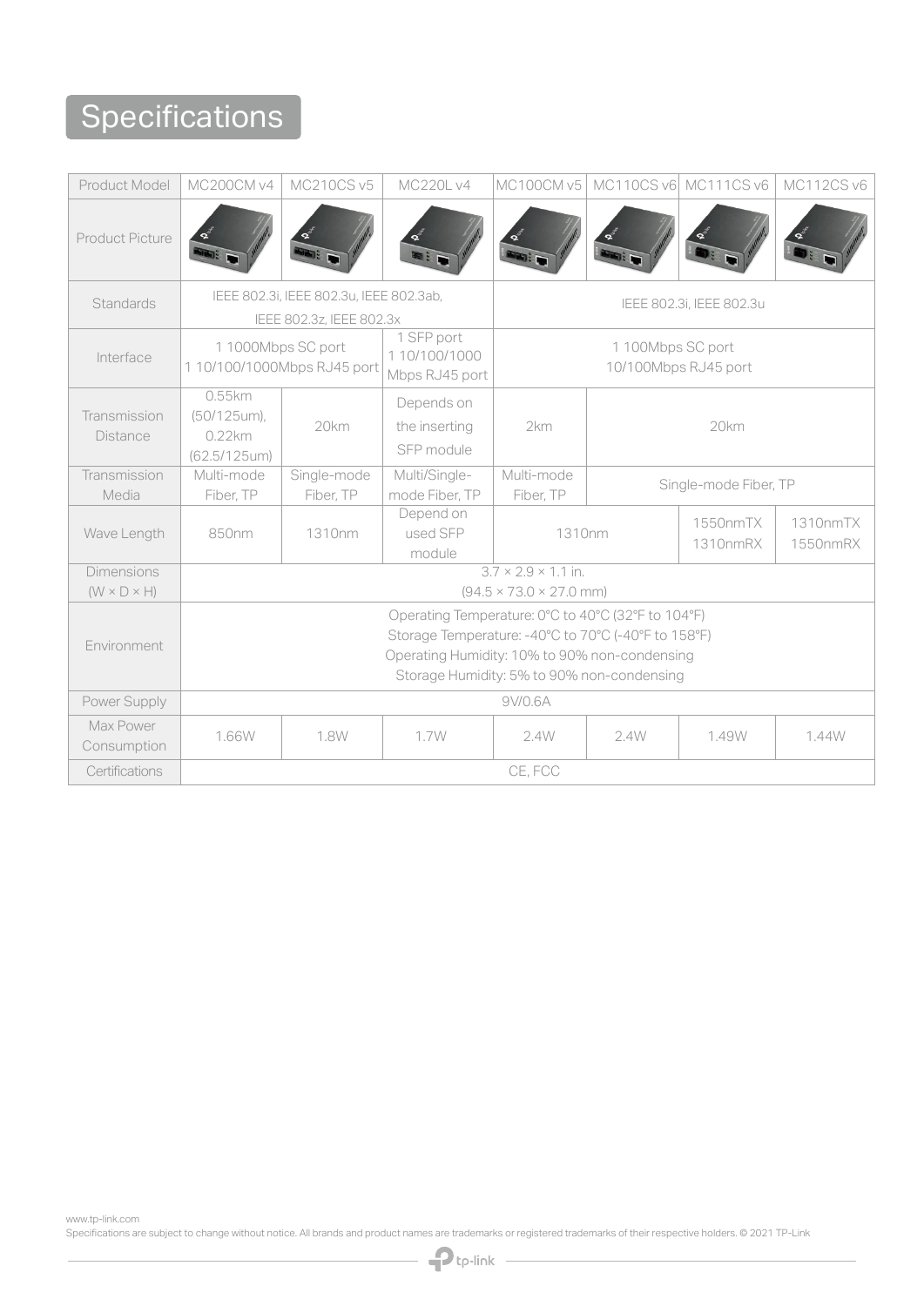# Specifications

| Product Model | MC200CM v4 | MC210CS v5 | MC220L v4 | MC100CM v5 | MC110CS v6 | MC111CS v6 | MC112CS v6 |
|---|---|---|---|---|---|---|---|
| Product Picture | | | | | | | |
| Standards | IEEE 802.3i, IEEE 802.3u, IEEE 802.3ab, IEEE 802.3z, IEEE 802.3x | | | IEEE 802.3i, IEEE 802.3u | | | |
| Interface | 1 1000Mbps SC port 1 10/100/1000Mbps RJ45 port | | 1 SFP port 1 10/100/1000 Mbps RJ45 port | 1 100Mbps SC port 10/100Mbps RJ45 port | | | |
| Transmission Distance | 0.55km (50/125um), 0.22km (62.5/125um) | 20km | Depends on the inserting SFP module | 2km | 20km | | |
| Transmission Media | Multi-mode Fiber, TP | Single-mode Fiber, TP | Multi/Single-mode Fiber, TP | Multi-mode Fiber, TP | Single-mode Fiber, TP | | |
| Wave Length | 850nm | 1310nm | Depend on used SFP module | 1310nm | | 1550nmTX 1310nmRX | 1310nmTX 1550nmRX |
| Dimensions (W × D × H) | 3.7 × 2.9 × 1.1 in. (94.5 × 73.0 × 27.0 mm) | | | | | | |
| Environment | Operating Temperature: 0°C to 40°C (32°F to 104°F) Storage Temperature: -40°C to 70°C (-40°F to 158°F) Operating Humidity: 10% to 90% non-condensing Storage Humidity: 5% to 90% non-condensing | | | | | | |
| Power Supply | 9V/0.6A | | | | | | |
| Max Power Consumption | 1.66W | 1.8W | 1.7W | 2.4W | 2.4W | 1.49W | 1.44W |
| Certifications | CE, FCC | | | | | | |

www.tp-link.com

Specifications are subject to change without notice. All brands and product names are trademarks or registered trademarks of their respective holders. © 2021 TP-Link